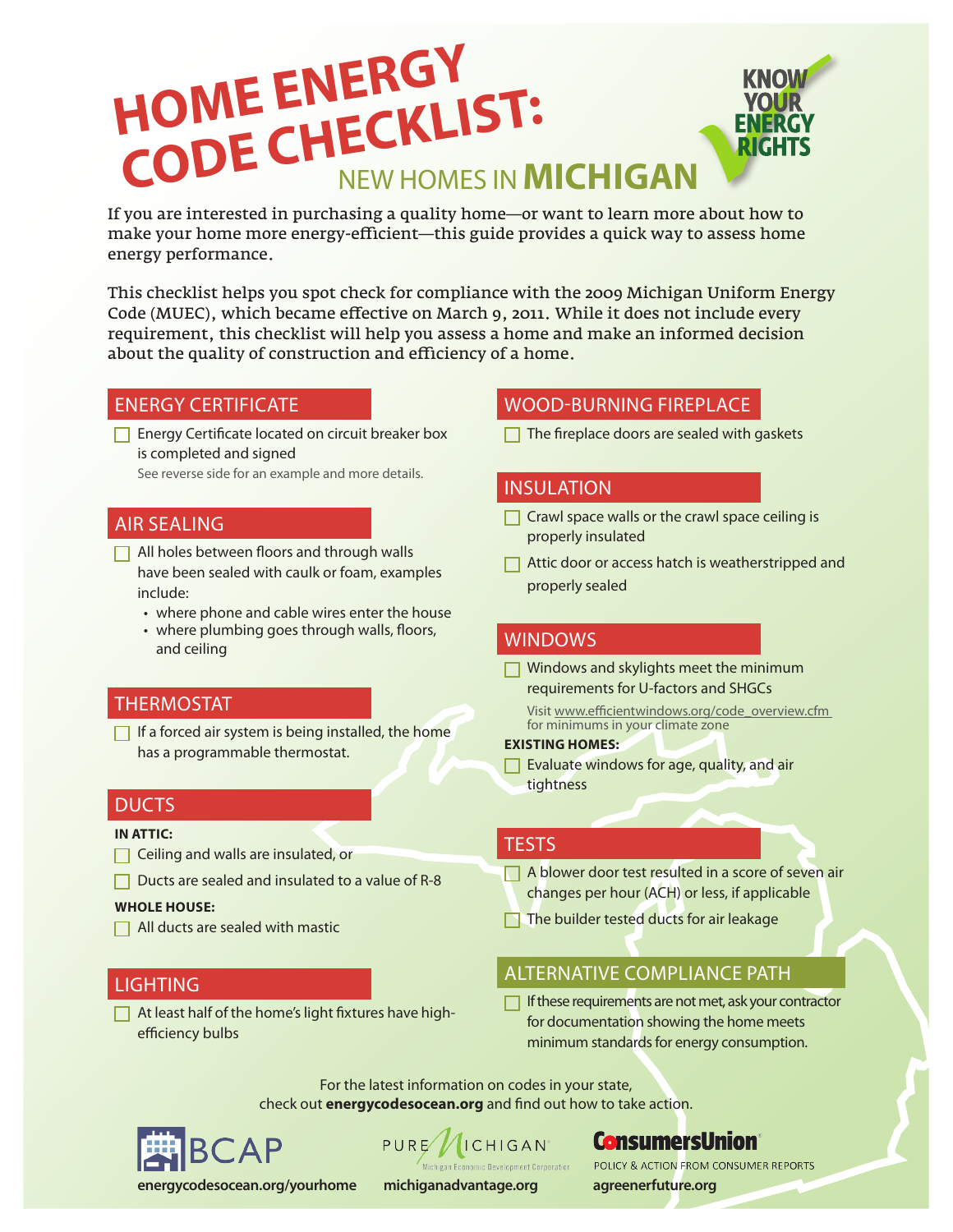# HOME ENERGY CODE CHECKLIST: NEW HOMES IN MICHIGAN

KNOW YOUR ENERGY RIGHTS

If you are interested in purchasing a quality home—or want to learn more about how to make your home more energy-efficient—this guide provides a quick way to assess home energy performance.

This checklist helps you spot check for compliance with the 2009 Michigan Uniform Energy Code (MUEC), which became effective on March 9, 2011. While it does not include every requirement, this checklist will help you assess a home and make an informed decision about the quality of construction and efficiency of a home.

## ENERGY CERTIFICATE

- [ ] Energy Certificate located on circuit breaker box is completed and signed

See reverse side for an example and more details.

## AIR SEALING

- [ ] All holes between floors and through walls have been sealed with caulk or foam, examples include:
  - where phone and cable wires enter the house
  - where plumbing goes through walls, floors, and ceiling

## THERMOSTAT

- [ ] If a forced air system is being installed, the home has a programmable thermostat.

## DUCTS

**IN ATTIC:**

- [ ] Ceiling and walls are insulated, or
- [ ] Ducts are sealed and insulated to a value of R-8

**WHOLE HOUSE:**

- [ ] All ducts are sealed with mastic

## LIGHTING

- [ ] At least half of the home's light fixtures have high-efficiency bulbs

## WOOD-BURNING FIREPLACE

- [ ] The fireplace doors are sealed with gaskets

## INSULATION

- [ ] Crawl space walls or the crawl space ceiling is properly insulated
- [ ] Attic door or access hatch is weatherstripped and properly sealed

## WINDOWS

- [ ] Windows and skylights meet the minimum requirements for U-factors and SHGCs

Visit www.efficientwindows.org/code_overview.cfm for minimums in your climate zone

**EXISTING HOMES:**

- [ ] Evaluate windows for age, quality, and air tightness

## TESTS

- [ ] A blower door test resulted in a score of seven air changes per hour (ACH) or less, if applicable
- [ ] The builder tested ducts for air leakage

## ALTERNATIVE COMPLIANCE PATH

- [ ] If these requirements are not met, ask your contractor for documentation showing the home meets minimum standards for energy consumption.

For the latest information on codes in your state, check out **energycodesocean.org** and find out how to take action.

BCAP — **energycodesocean.org/yourhome**

PURE MICHIGAN — Michigan Economic Development Corporation — **michiganadvantage.org**

ConsumersUnion — POLICY & ACTION FROM CONSUMER REPORTS — **agreenerfuture.org**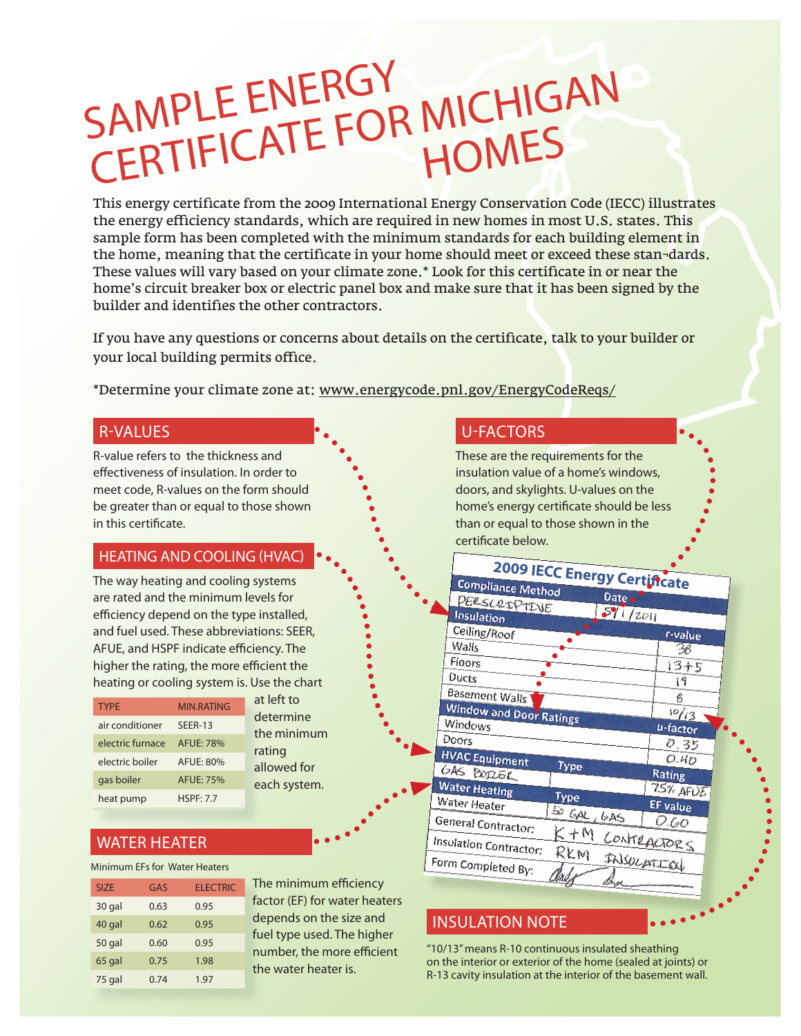# SAMPLE ENERGY CERTIFICATE FOR MICHIGAN HOMES

This energy certificate from the 2009 International Energy Conservation Code (IECC) illustrates the energy efficiency standards, which are required in new homes in most U.S. states. This sample form has been completed with the minimum standards for each building element in the home, meaning that the certificate in your home should meet or exceed these stan-dards. These values will vary based on your climate zone.* Look for this certificate in or near the home's circuit breaker box or electric panel box and make sure that it has been signed by the builder and identifies the other contractors.

If you have any questions or concerns about details on the certificate, talk to your builder or your local building permits office.

*Determine your climate zone at: www.energycode.pnl.gov/EnergyCodeReqs/

## R-VALUES

R-value refers to the thickness and effectiveness of insulation. In order to meet code, R-values on the form should be greater than or equal to those shown in this certificate.

## HEATING AND COOLING (HVAC)

The way heating and cooling systems are rated and the minimum levels for efficiency depend on the type installed, and fuel used. These abbreviations: SEER, AFUE, and HSPF indicate efficiency. The higher the rating, the more efficient the heating or cooling system is. Use the chart at left to determine the minimum rating allowed for each system.

| TYPE | MIN.RATING |
|---|---|
| air conditioner | SEER-13 |
| electric furnace | AFUE: 78% |
| electric boiler | AFUE: 80% |
| gas boiler | AFUE: 75% |
| heat pump | HSPF: 7.7 |

## WATER HEATER

Minimum EFs for Water Heaters

| SIZE | GAS | ELECTRIC |
|---|---|---|
| 30 gal | 0.63 | 0.95 |
| 40 gal | 0.62 | 0.95 |
| 50 gal | 0.60 | 0.95 |
| 65 gal | 0.75 | 1.98 |
| 75 gal | 0.74 | 1.97 |

The minimum efficiency factor (EF) for water heaters depends on the size and fuel type used. The higher number, the more efficient the water heater is.

## U-FACTORS

These are the requirements for the insulation value of a home's windows, doors, and skylights. U-values on the home's energy certificate should be less than or equal to those shown in the certificate below.

**2009 IECC Energy Certificate**

| Compliance Method | Date |
|---|---|
| PERSCRIPTIVE | 5/1/2011 |

| Insulation | r-value |
|---|---|
| Ceiling/Roof | 38 |
| Walls | 13+5 |
| Floors | 19 |
| Ducts | 8 |
| Basement Walls | 10/13 |

| Window and Door Ratings | u-factor |
|---|---|
| Windows | 0.35 |
| Doors | 0.40 |

| HVAC Equipment | Type | Rating |
|---|---|---|
| GAS BOILER | | 75% AFUE |

| Water Heating | Type | EF value |
|---|---|---|
| Water Heater | 50 GAL, GAS | 0.60 |

General Contractor: K+M CONTRACTORS

Insulation Contractor: RKM INSULATION

Form Completed By: (signature)

## INSULATION NOTE

"10/13" means R-10 continuous insulated sheathing on the interior or exterior of the home (sealed at joints) or R-13 cavity insulation at the interior of the basement wall.